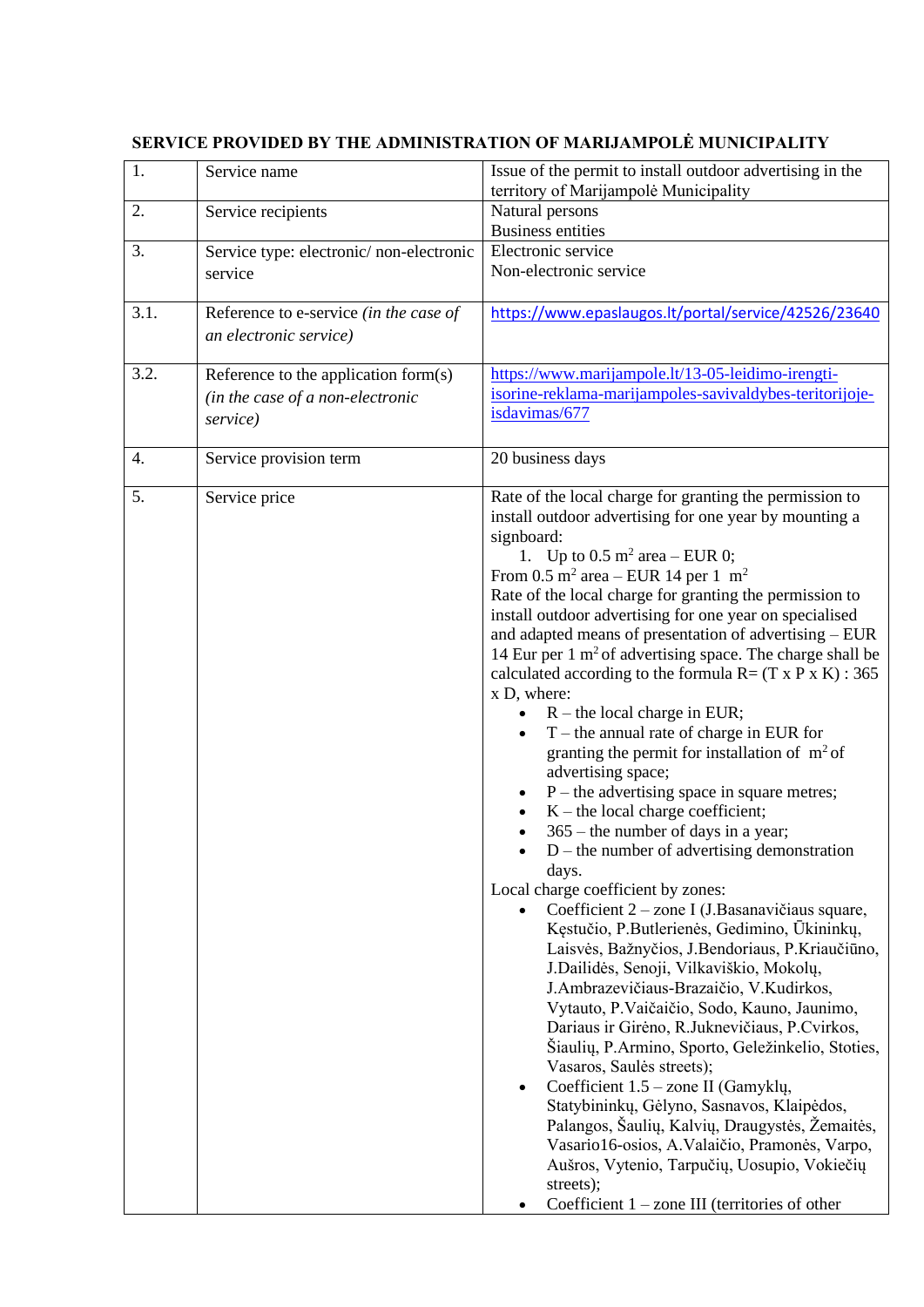**SERVICE PROVIDED BY THE ADMINISTRATION OF MARIJAMPOLĖ MUNICIPALITY**

| | | |
|---|---|---|
| 1. | Service name | Issue of the permit to install outdoor advertising in the territory of Marijampolė Municipality |
| 2. | Service recipients | Natural persons<br>Business entities |
| 3. | Service type: electronic/ non-electronic service | Electronic service<br>Non-electronic service |
| 3.1. | Reference to e-service *(in the case of an electronic service)* | https://www.epaslaugos.lt/portal/service/42526/23640 |
| 3.2. | Reference to the application form(s) *(in the case of a non-electronic service)* | https://www.marijampole.lt/13-05-leidimo-irengti-isorine-reklama-marijampoles-savivaldybes-teritorijoje-isdavimas/677 |
| 4. | Service provision term | 20 business days |
| 5. | Service price | Rate of the local charge for granting the permission to install outdoor advertising for one year by mounting a signboard:<br>1. Up to 0.5 $m^2$ area – EUR 0;<br>From 0.5 $m^2$ area – EUR 14 per 1 $m^2$<br>Rate of the local charge for granting the permission to install outdoor advertising for one year on specialised and adapted means of presentation of advertising – EUR 14 Eur per 1 $m^2$ of advertising space. The charge shall be calculated according to the formula R= (T x P x K) : 365 x D, where:<br>• R – the local charge in EUR;<br>• T – the annual rate of charge in EUR for granting the permit for installation of $m^2$ of advertising space;<br>• P – the advertising space in square metres;<br>• K – the local charge coefficient;<br>• 365 – the number of days in a year;<br>• D – the number of advertising demonstration days.<br>Local charge coefficient by zones:<br>• Coefficient 2 – zone I (J.Basanavičiaus square, Kęstučio, P.Butlerienės, Gedimino, Ūkininkų, Laisvės, Bažnyčios, J.Bendoriaus, P.Kriaučiūno, J.Dailidės, Senoji, Vilkaviškio, Mokolų, J.Ambrazevičiaus-Brazaičio, V.Kudirkos, Vytauto, P.Vaičaičio, Sodo, Kauno, Jaunimo, Dariaus ir Girėno, R.Juknevičiaus, P.Cvirkos, Šiaulių, P.Armino, Sporto, Geležinkelio, Stoties, Vasaros, Saulės streets);<br>• Coefficient 1.5 – zone II (Gamyklų, Statybininkų, Gėlyno, Sasnavos, Klaipėdos, Palangos, Šaulių, Kalvių, Draugystės, Žemaitės, Vasario16-osios, A.Valaičio, Pramonės, Varpo, Aušros, Vytenio, Tarpučių, Uosupio, Vokiečių streets);<br>• Coefficient 1 – zone III (territories of other |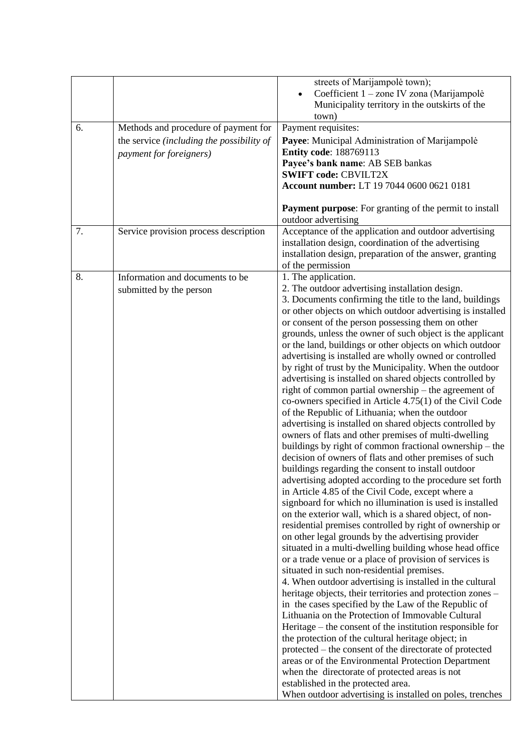|  |  |  |
|---|---|---|
|  |  | streets of Marijampolė town);<br>• Coefficient 1 – zone IV zona (Marijampolė Municipality territory in the outskirts of the town) |
| 6. | Methods and procedure of payment for the service *(including the possibility of payment for foreigners)* | Payment requisites:<br>**Payee**: Municipal Administration of Marijampolė<br>**Entity code**: 188769113<br>**Payee's bank name**: AB SEB bankas<br>**SWIFT code:** CBVILT2X<br>**Account number:** LT 19 7044 0600 0621 0181<br><br>**Payment purpose**: For granting of the permit to install outdoor advertising |
| 7. | Service provision process description | Acceptance of the application and outdoor advertising installation design, coordination of the advertising installation design, preparation of the answer, granting of the permission |
| 8. | Information and documents to be submitted by the person | 1. The application.<br>2. The outdoor advertising installation design.<br>3. Documents confirming the title to the land, buildings or other objects on which outdoor advertising is installed or consent of the person possessing them on other grounds, unless the owner of such object is the applicant or the land, buildings or other objects on which outdoor advertising is installed are wholly owned or controlled by right of trust by the Municipality. When the outdoor advertising is installed on shared objects controlled by right of common partial ownership – the agreement of co-owners specified in Article 4.75(1) of the Civil Code of the Republic of Lithuania; when the outdoor advertising is installed on shared objects controlled by owners of flats and other premises of multi-dwelling buildings by right of common fractional ownership – the decision of owners of flats and other premises of such buildings regarding the consent to install outdoor advertising adopted according to the procedure set forth in Article 4.85 of the Civil Code, except where a signboard for which no illumination is used is installed on the exterior wall, which is a shared object, of non-residential premises controlled by right of ownership or on other legal grounds by the advertising provider situated in a multi-dwelling building whose head office or a trade venue or a place of provision of services is situated in such non-residential premises.<br>4. When outdoor advertising is installed in the cultural heritage objects, their territories and protection zones – in the cases specified by the Law of the Republic of Lithuania on the Protection of Immovable Cultural Heritage – the consent of the institution responsible for the protection of the cultural heritage object; in protected – the consent of the directorate of protected areas or of the Environmental Protection Department when the directorate of protected areas is not established in the protected area.<br>When outdoor advertising is installed on poles, trenches |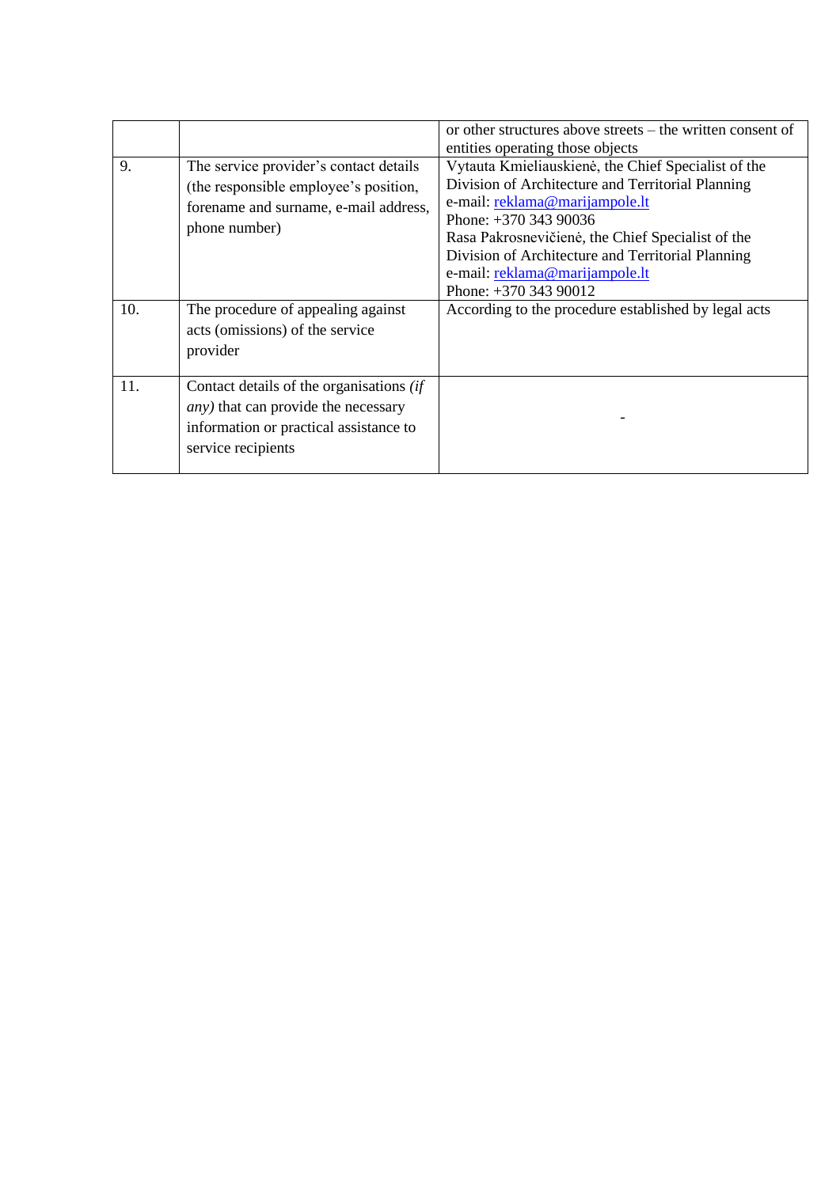| | | |
|---|---|---|
| | | or other structures above streets – the written consent of entities operating those objects |
| 9. | The service provider’s contact details (the responsible employee’s position, forename and surname, e-mail address, phone number) | Vytauta Kmieliauskienė, the Chief Specialist of the Division of Architecture and Territorial Planning<br>e-mail: reklama@marijampole.lt<br>Phone: +370 343 90036<br>Rasa Pakrosnevičienė, the Chief Specialist of the Division of Architecture and Territorial Planning<br>e-mail: reklama@marijampole.lt<br>Phone: +370 343 90012 |
| 10. | The procedure of appealing against acts (omissions) of the service provider | According to the procedure established by legal acts |
| 11. | Contact details of the organisations *(if any)* that can provide the necessary information or practical assistance to service recipients | - |